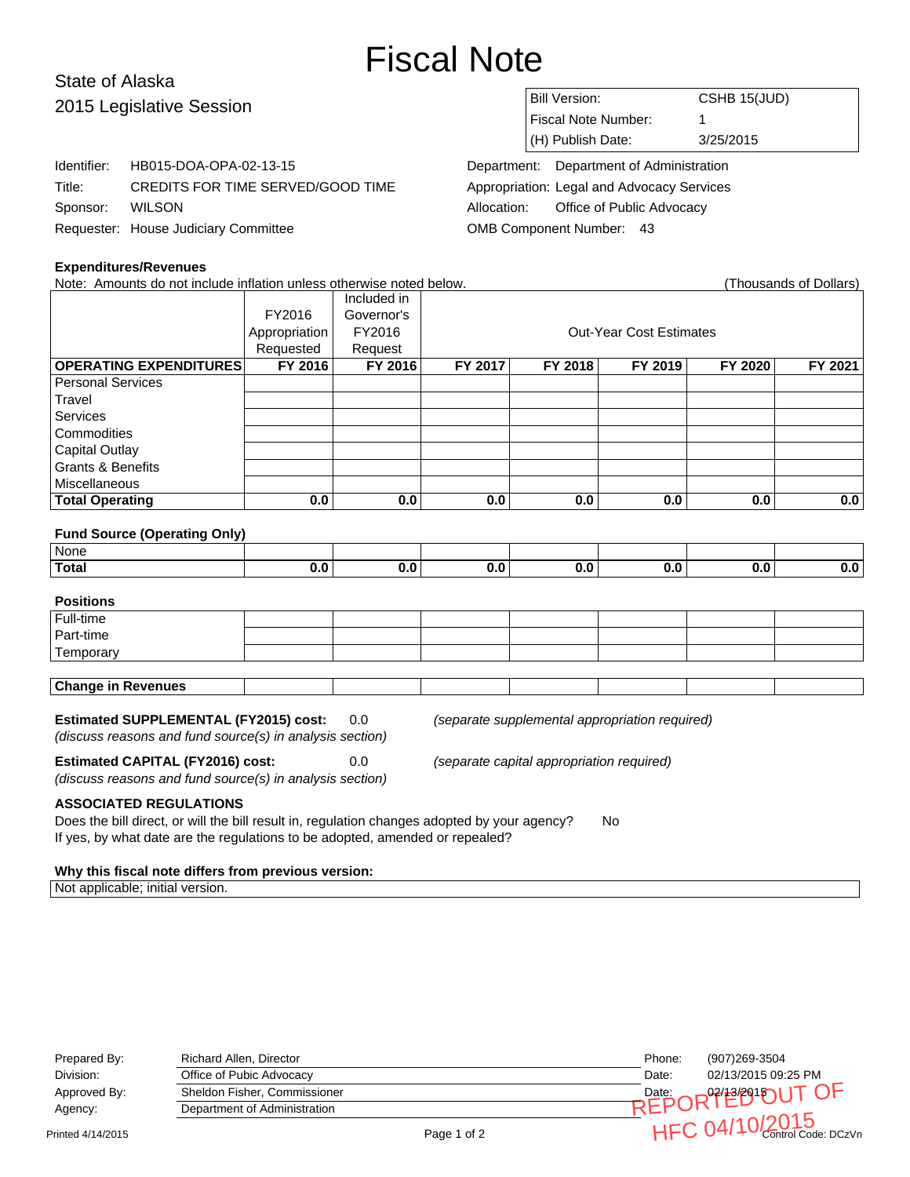# Fiscal Note

State of Alaska
2015 Legislative Session

| | |
|---|---|
| Bill Version: | CSHB 15(JUD) |
| Fiscal Note Number: | 1 |
| (H) Publish Date: | 3/25/2015 |

Identifier: HB015-DOA-OPA-02-13-15
Title: CREDITS FOR TIME SERVED/GOOD TIME
Sponsor: WILSON
Requester: House Judiciary Committee

Department: Department of Administration
Appropriation: Legal and Advocacy Services
Allocation: Office of Public Advocacy
OMB Component Number: 43

**Expenditures/Revenues**

Note: Amounts do not include inflation unless otherwise noted below. (Thousands of Dollars)

| | FY2016 Appropriation Requested | Included in Governor's FY2016 Request | Out-Year Cost Estimates | | | | |
|---|---|---|---|---|---|---|---|
| **OPERATING EXPENDITURES** | **FY 2016** | **FY 2016** | **FY 2017** | **FY 2018** | **FY 2019** | **FY 2020** | **FY 2021** |
| Personal Services | | | | | | | |
| Travel | | | | | | | |
| Services | | | | | | | |
| Commodities | | | | | | | |
| Capital Outlay | | | | | | | |
| Grants & Benefits | | | | | | | |
| Miscellaneous | | | | | | | |
| **Total Operating** | **0.0** | **0.0** | **0.0** | **0.0** | **0.0** | **0.0** | **0.0** |

**Fund Source (Operating Only)**

| | | | | | | | |
|---|---|---|---|---|---|---|---|
| None | | | | | | | |
| **Total** | **0.0** | **0.0** | **0.0** | **0.0** | **0.0** | **0.0** | **0.0** |

**Positions**

| | | | | | | | |
|---|---|---|---|---|---|---|---|
| Full-time | | | | | | | |
| Part-time | | | | | | | |
| Temporary | | | | | | | |

| | | | | | | | |
|---|---|---|---|---|---|---|---|
| **Change in Revenues** | | | | | | | |

**Estimated SUPPLEMENTAL (FY2015) cost:** 0.0 *(separate supplemental appropriation required)*
*(discuss reasons and fund source(s) in analysis section)*

**Estimated CAPITAL (FY2016) cost:** 0.0 *(separate capital appropriation required)*
*(discuss reasons and fund source(s) in analysis section)*

**ASSOCIATED REGULATIONS**

Does the bill direct, or will the bill result in, regulation changes adopted by your agency? No
If yes, by what date are the regulations to be adopted, amended or repealed?

**Why this fiscal note differs from previous version:**

Not applicable; initial version.

| | | | |
|---|---|---|---|
| Prepared By: | Richard Allen, Director | Phone: | (907)269-3504 |
| Division: | Office of Pubic Advocacy | Date: | 02/13/2015 09:25 PM |
| Approved By: | Sheldon Fisher, Commissioner | Date: | 02/13/2015 |
| Agency: | Department of Administration | | |

REPORTED OUT OF HFC 04/10/2015

Printed 4/14/2015 Control Code: DCzVn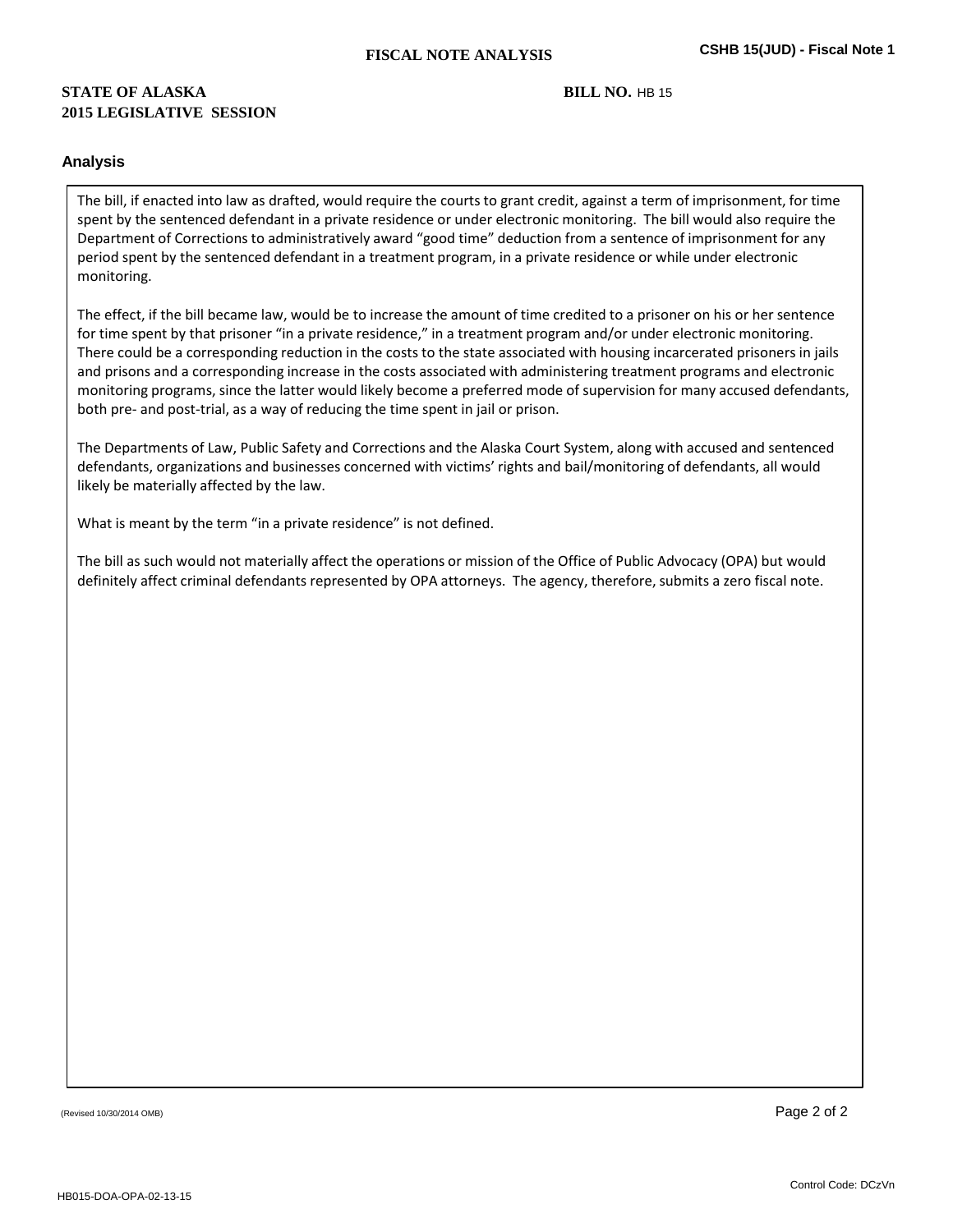**FISCAL NOTE ANALYSIS**

**CSHB 15(JUD) - Fiscal Note 1**

**STATE OF ALASKA**
**2015 LEGISLATIVE SESSION**

**BILL NO.** HB 15

## Analysis

The bill, if enacted into law as drafted, would require the courts to grant credit, against a term of imprisonment, for time spent by the sentenced defendant in a private residence or under electronic monitoring. The bill would also require the Department of Corrections to administratively award "good time" deduction from a sentence of imprisonment for any period spent by the sentenced defendant in a treatment program, in a private residence or while under electronic monitoring.

The effect, if the bill became law, would be to increase the amount of time credited to a prisoner on his or her sentence for time spent by that prisoner "in a private residence," in a treatment program and/or under electronic monitoring. There could be a corresponding reduction in the costs to the state associated with housing incarcerated prisoners in jails and prisons and a corresponding increase in the costs associated with administering treatment programs and electronic monitoring programs, since the latter would likely become a preferred mode of supervision for many accused defendants, both pre- and post-trial, as a way of reducing the time spent in jail or prison.

The Departments of Law, Public Safety and Corrections and the Alaska Court System, along with accused and sentenced defendants, organizations and businesses concerned with victims' rights and bail/monitoring of defendants, all would likely be materially affected by the law.

What is meant by the term "in a private residence" is not defined.

The bill as such would not materially affect the operations or mission of the Office of Public Advocacy (OPA) but would definitely affect criminal defendants represented by OPA attorneys. The agency, therefore, submits a zero fiscal note.

(Revised 10/30/2014 OMB)

HB015-DOA-OPA-02-13-15

Control Code: DCzVn